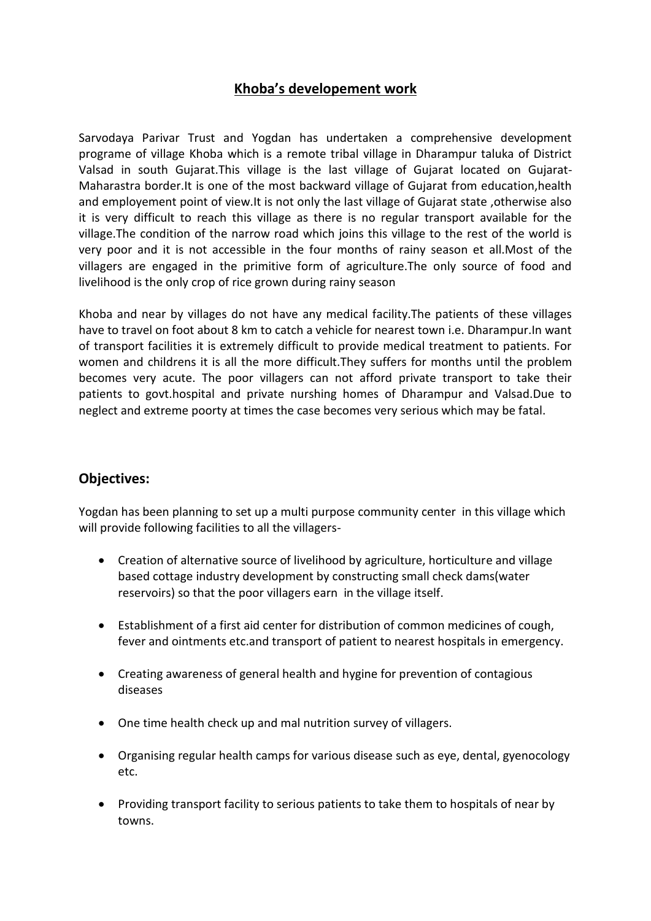# Khoba's developement work

Sarvodaya Parivar Trust and Yogdan has undertaken a comprehensive development programe of village Khoba which is a remote tribal village in Dharampur taluka of District Valsad in south Gujarat.This village is the last village of Gujarat located on Gujarat-Maharastra border.It is one of the most backward village of Gujarat from education,health and employement point of view.It is not only the last village of Gujarat state ,otherwise also it is very difficult to reach this village as there is no regular transport available for the village.The condition of the narrow road which joins this village to the rest of the world is very poor and it is not accessible in the four months of rainy season et all.Most of the villagers are engaged in the primitive form of agriculture.The only source of food and livelihood is the only crop of rice grown during rainy season

Khoba and near by villages do not have any medical facility.The patients of these villages have to travel on foot about 8 km to catch a vehicle for nearest town i.e. Dharampur.In want of transport facilities it is extremely difficult to provide medical treatment to patients. For women and childrens it is all the more difficult.They suffers for months until the problem becomes very acute. The poor villagers can not afford private transport to take their patients to govt.hospital and private nurshing homes of Dharampur and Valsad.Due to neglect and extreme poorty at times the case becomes very serious which may be fatal.

## Objectives:

Yogdan has been planning to set up a multi purpose community center in this village which will provide following facilities to all the villagers-

- Creation of alternative source of livelihood by agriculture, horticulture and village based cottage industry development by constructing small check dams(water reservoirs) so that the poor villagers earn in the village itself.
- Establishment of a first aid center for distribution of common medicines of cough, fever and ointments etc.and transport of patient to nearest hospitals in emergency.
- Creating awareness of general health and hygine for prevention of contagious diseases
- One time health check up and mal nutrition survey of villagers.
- Organising regular health camps for various disease such as eye, dental, gyenocology etc.
- Providing transport facility to serious patients to take them to hospitals of near by towns.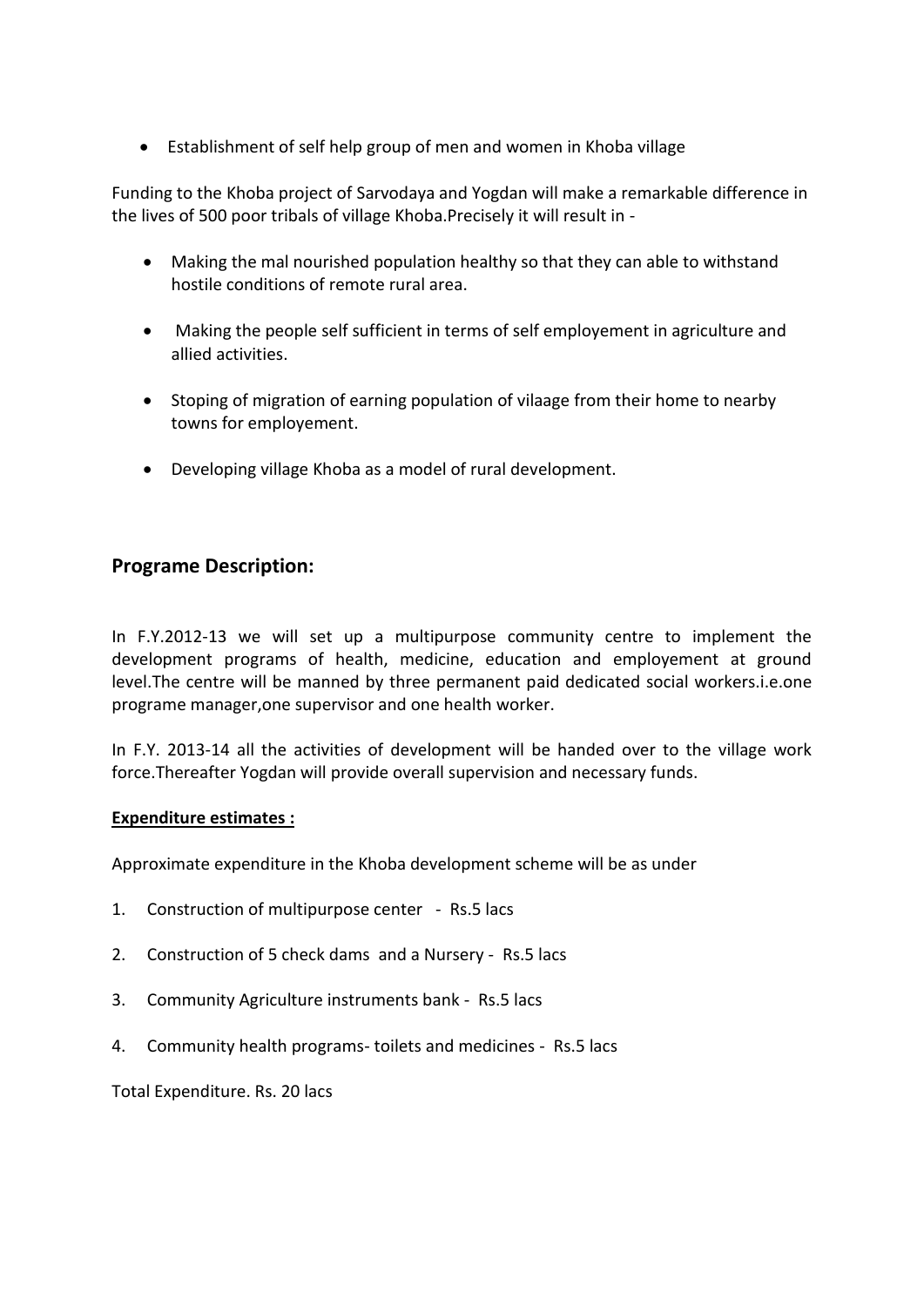- Establishment of self help group of men and women in Khoba village

Funding to the Khoba project of Sarvodaya and Yogdan will make a remarkable difference in the lives of 500 poor tribals of village Khoba.Precisely it will result in -

- Making the mal nourished population healthy so that they can able to withstand hostile conditions of remote rural area.
- Making the people self sufficient in terms of self employement in agriculture and allied activities.
- Stoping of migration of earning population of vilaage from their home to nearby towns for employement.
- Developing village Khoba as a model of rural development.

## Programe Description:

In F.Y.2012-13 we will set up a multipurpose community centre to implement the development programs of health, medicine, education and employement at ground level.The centre will be manned by three permanent paid dedicated social workers.i.e.one programe manager,one supervisor and one health worker.

In F.Y. 2013-14 all the activities of development will be handed over to the village work force.Thereafter Yogdan will provide overall supervision and necessary funds.

**Expenditure estimates :**

Approximate expenditure in the Khoba development scheme will be as under

1. Construction of multipurpose center - Rs.5 lacs
2. Construction of 5 check dams and a Nursery - Rs.5 lacs
3. Community Agriculture instruments bank - Rs.5 lacs
4. Community health programs- toilets and medicines - Rs.5 lacs

Total Expenditure. Rs. 20 lacs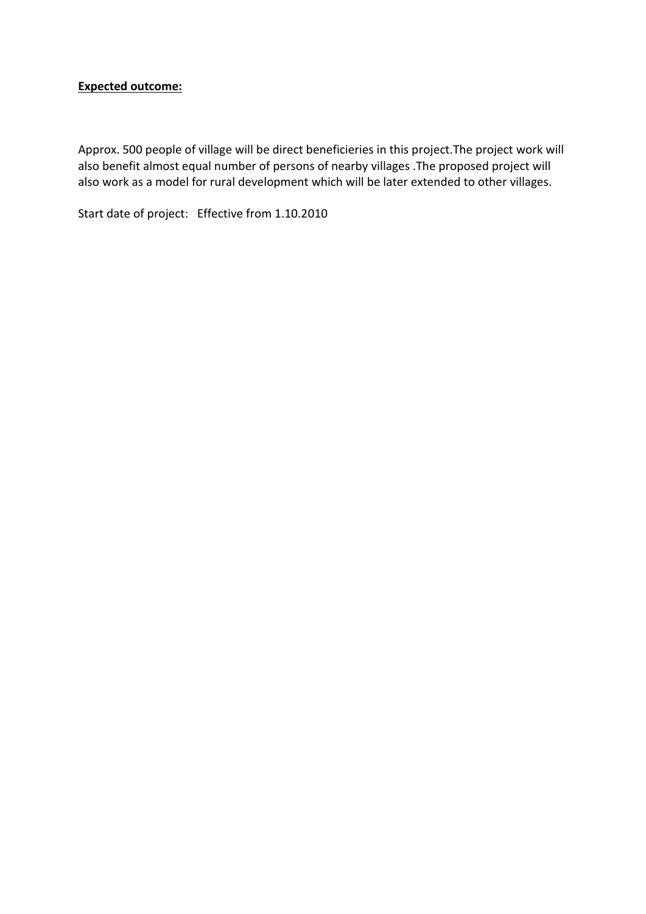**<u>Expected outcome:</u>**

Approx. 500 people of village will be direct beneficieries in this project.The project work will also benefit almost equal number of persons of nearby villages .The proposed project will also work as a model for rural development which will be later extended to other villages.

Start date of project: Effective from 1.10.2010